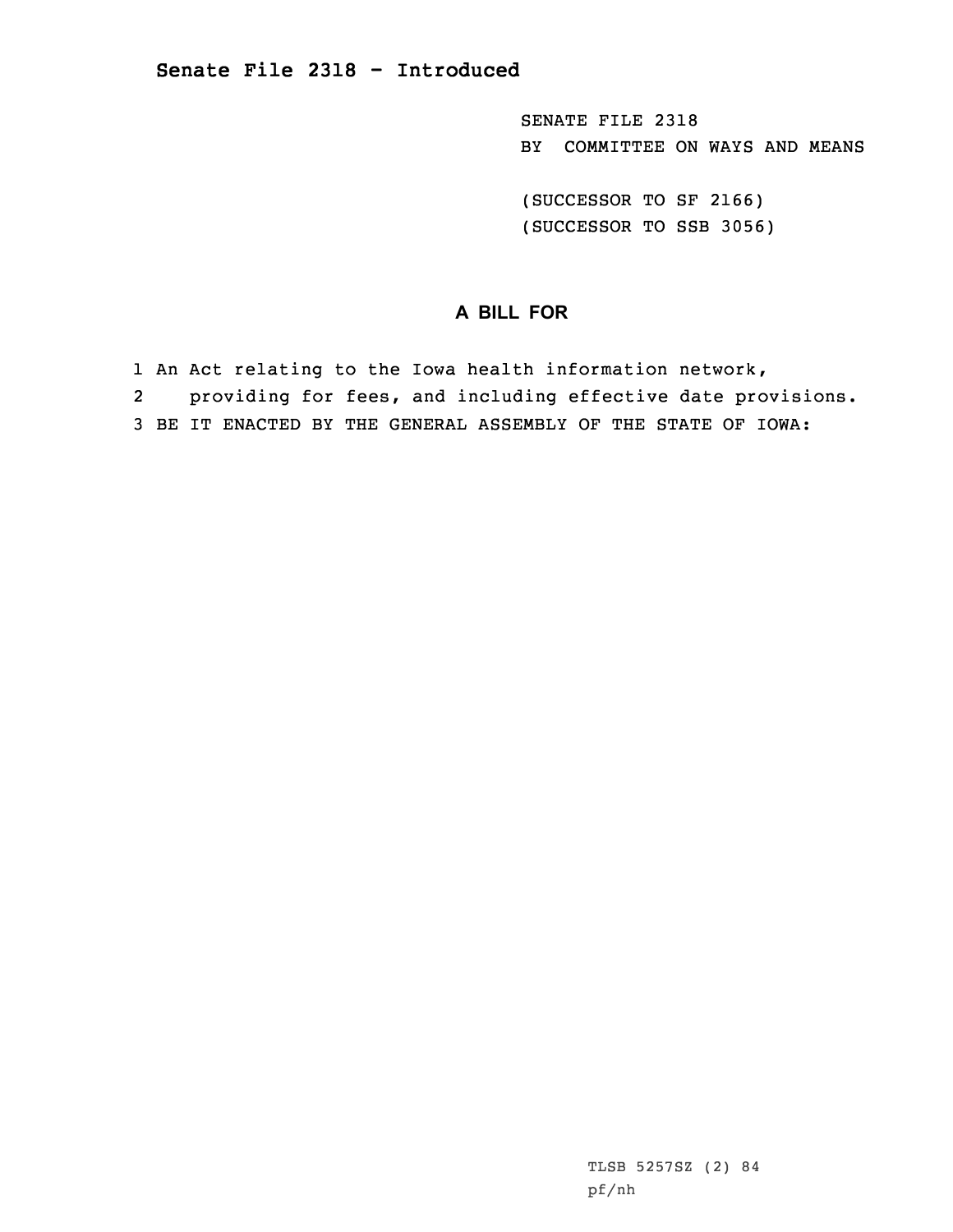# Senate File 2318 - Introduced

SENATE FILE 2318
BY COMMITTEE ON WAYS AND MEANS

(SUCCESSOR TO SF 2166)
(SUCCESSOR TO SSB 3056)

## A BILL FOR

1 An Act relating to the Iowa health information network,
2 providing for fees, and including effective date provisions.
3 BE IT ENACTED BY THE GENERAL ASSEMBLY OF THE STATE OF IOWA:

TLSB 5257SZ (2) 84
pf/nh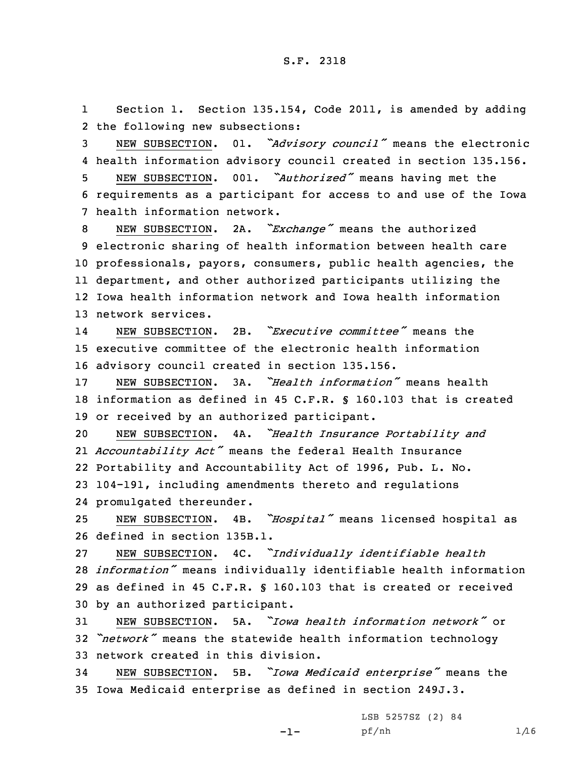S.F. 2318

1 Section 1. Section 135.154, Code 2011, is amended by adding
2 the following new subsections:

3 NEW SUBSECTION. 01. *"Advisory council"* means the electronic
4 health information advisory council created in section 135.156.

5 NEW SUBSECTION. 001. *"Authorized"* means having met the
6 requirements as a participant for access to and use of the Iowa
7 health information network.

8 NEW SUBSECTION. 2A. *"Exchange"* means the authorized
9 electronic sharing of health information between health care
10 professionals, payors, consumers, public health agencies, the
11 department, and other authorized participants utilizing the
12 Iowa health information network and Iowa health information
13 network services.

14 NEW SUBSECTION. 2B. *"Executive committee"* means the
15 executive committee of the electronic health information
16 advisory council created in section 135.156.

17 NEW SUBSECTION. 3A. *"Health information"* means health
18 information as defined in 45 C.F.R. § 160.103 that is created
19 or received by an authorized participant.

20 NEW SUBSECTION. 4A. *"Health Insurance Portability and*
21 *Accountability Act"* means the federal Health Insurance
22 Portability and Accountability Act of 1996, Pub. L. No.
23 104-191, including amendments thereto and regulations
24 promulgated thereunder.

25 NEW SUBSECTION. 4B. *"Hospital"* means licensed hospital as
26 defined in section 135B.1.

27 NEW SUBSECTION. 4C. *"Individually identifiable health*
28 *information"* means individually identifiable health information
29 as defined in 45 C.F.R. § 160.103 that is created or received
30 by an authorized participant.

31 NEW SUBSECTION. 5A. *"Iowa health information network"* or
32 *"network"* means the statewide health information technology
33 network created in this division.

34 NEW SUBSECTION. 5B. *"Iowa Medicaid enterprise"* means the
35 Iowa Medicaid enterprise as defined in section 249J.3.

LSB 5257SZ (2) 84
pf/nh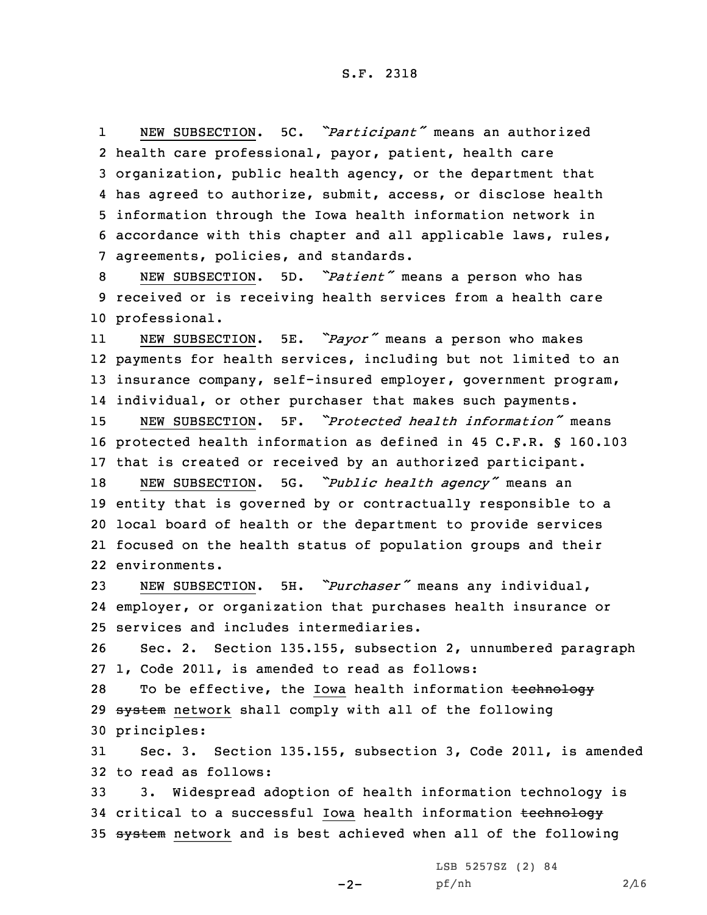NEW SUBSECTION. 5C. *"Participant"* means an authorized health care professional, payor, patient, health care organization, public health agency, or the department that has agreed to authorize, submit, access, or disclose health information through the Iowa health information network in accordance with this chapter and all applicable laws, rules, agreements, policies, and standards.

NEW SUBSECTION. 5D. *"Patient"* means a person who has received or is receiving health services from a health care professional.

NEW SUBSECTION. 5E. *"Payor"* means a person who makes payments for health services, including but not limited to an insurance company, self-insured employer, government program, individual, or other purchaser that makes such payments.

NEW SUBSECTION. 5F. *"Protected health information"* means protected health information as defined in 45 C.F.R. § 160.103 that is created or received by an authorized participant.

NEW SUBSECTION. 5G. *"Public health agency"* means an entity that is governed by or contractually responsible to a local board of health or the department to provide services focused on the health status of population groups and their environments.

NEW SUBSECTION. 5H. *"Purchaser"* means any individual, employer, or organization that purchases health insurance or services and includes intermediaries.

Sec. 2. Section 135.155, subsection 2, unnumbered paragraph 1, Code 2011, is amended to read as follows:

To be effective, the Iowa health information ~~technology system~~ network shall comply with all of the following principles:

Sec. 3. Section 135.155, subsection 3, Code 2011, is amended to read as follows:

3. Widespread adoption of health information technology is critical to a successful Iowa health information ~~technology system~~ network and is best achieved when all of the following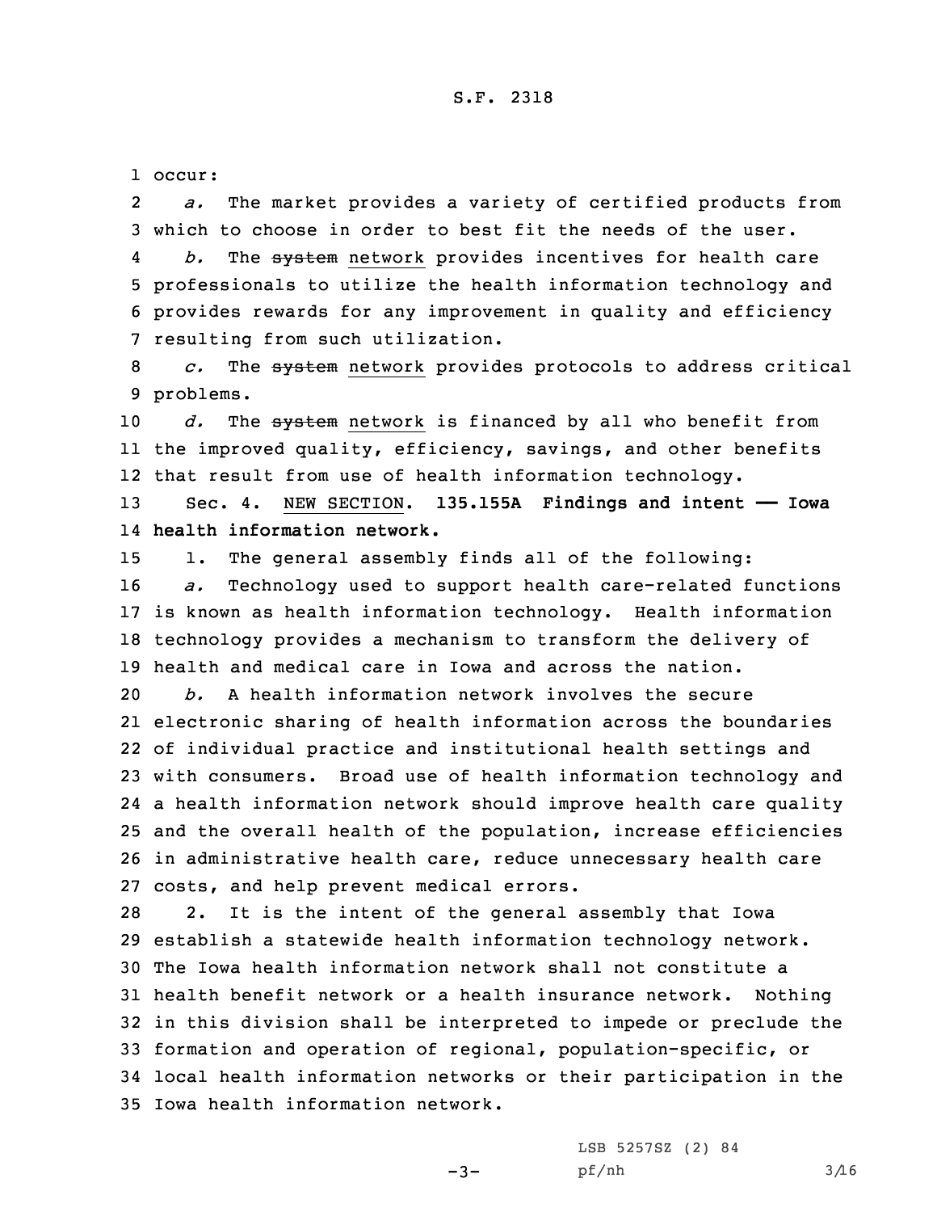occur:

*a.* The market provides a variety of certified products from which to choose in order to best fit the needs of the user.

*b.* The ~~system~~ network provides incentives for health care professionals to utilize the health information technology and provides rewards for any improvement in quality and efficiency resulting from such utilization.

*c.* The ~~system~~ network provides protocols to address critical problems.

*d.* The ~~system~~ network is financed by all who benefit from the improved quality, efficiency, savings, and other benefits that result from use of health information technology.

Sec. 4. NEW SECTION. **135.155A Findings and intent —— Iowa health information network.**

1. The general assembly finds all of the following:

*a.* Technology used to support health care-related functions is known as health information technology. Health information technology provides a mechanism to transform the delivery of health and medical care in Iowa and across the nation.

*b.* A health information network involves the secure electronic sharing of health information across the boundaries of individual practice and institutional health settings and with consumers. Broad use of health information technology and a health information network should improve health care quality and the overall health of the population, increase efficiencies in administrative health care, reduce unnecessary health care costs, and help prevent medical errors.

2. It is the intent of the general assembly that Iowa establish a statewide health information technology network. The Iowa health information network shall not constitute a health benefit network or a health insurance network. Nothing in this division shall be interpreted to impede or preclude the formation and operation of regional, population-specific, or local health information networks or their participation in the Iowa health information network.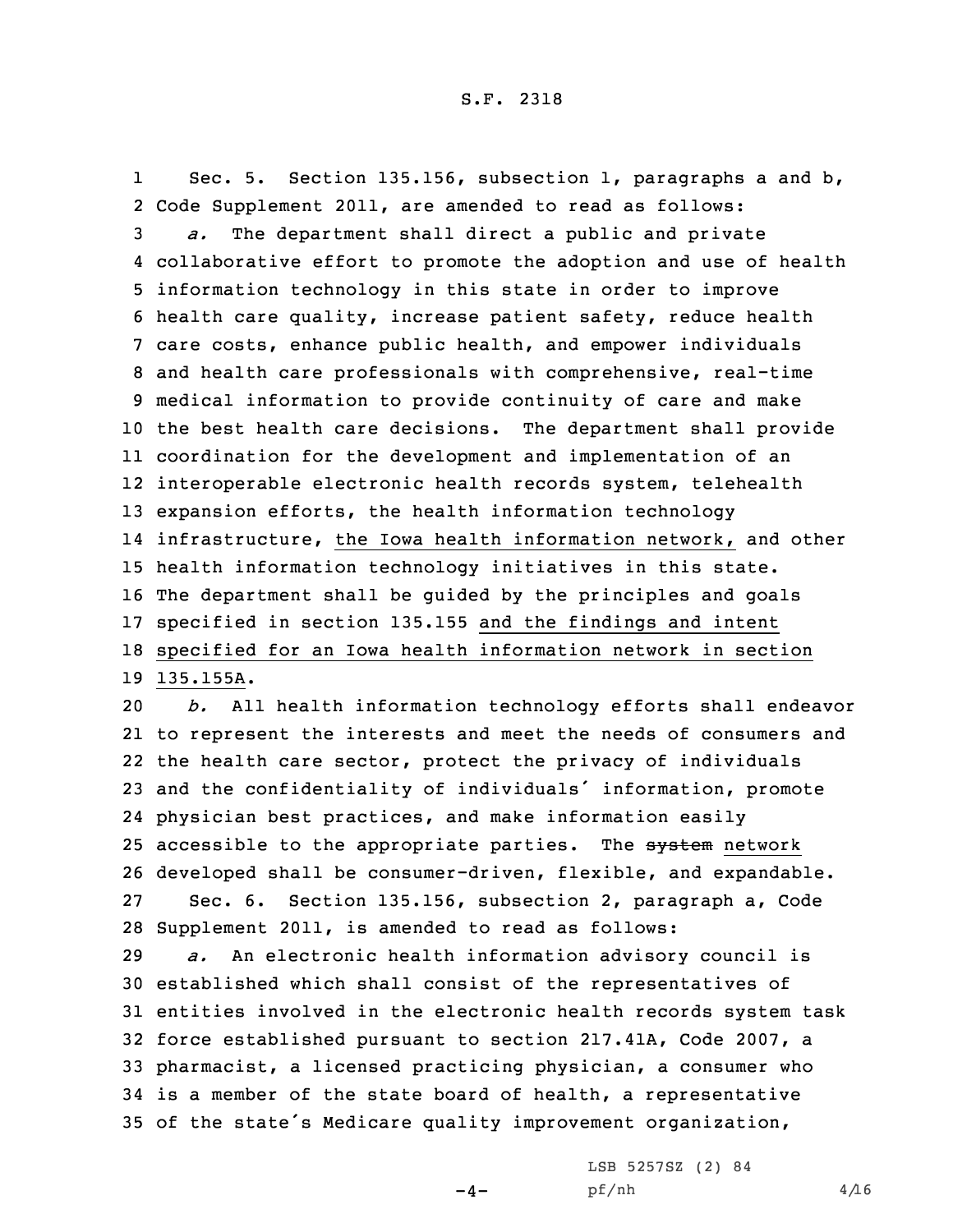Sec. 5. Section 135.156, subsection 1, paragraphs a and b, Code Supplement 2011, are amended to read as follows:

*a.* The department shall direct a public and private collaborative effort to promote the adoption and use of health information technology in this state in order to improve health care quality, increase patient safety, reduce health care costs, enhance public health, and empower individuals and health care professionals with comprehensive, real-time medical information to provide continuity of care and make the best health care decisions. The department shall provide coordination for the development and implementation of an interoperable electronic health records system, telehealth expansion efforts, the health information technology infrastructure, <u>the Iowa health information network,</u> and other health information technology initiatives in this state. The department shall be guided by the principles and goals specified in section 135.155 <u>and the findings and intent specified for an Iowa health information network in section 135.155A</u>.

*b.* All health information technology efforts shall endeavor to represent the interests and meet the needs of consumers and the health care sector, protect the privacy of individuals and the confidentiality of individuals' information, promote physician best practices, and make information easily accessible to the appropriate parties. The ~~system~~ <u>network</u> developed shall be consumer-driven, flexible, and expandable.

Sec. 6. Section 135.156, subsection 2, paragraph a, Code Supplement 2011, is amended to read as follows:

*a.* An electronic health information advisory council is established which shall consist of the representatives of entities involved in the electronic health records system task force established pursuant to section 217.41A, Code 2007, a pharmacist, a licensed practicing physician, a consumer who is a member of the state board of health, a representative of the state's Medicare quality improvement organization,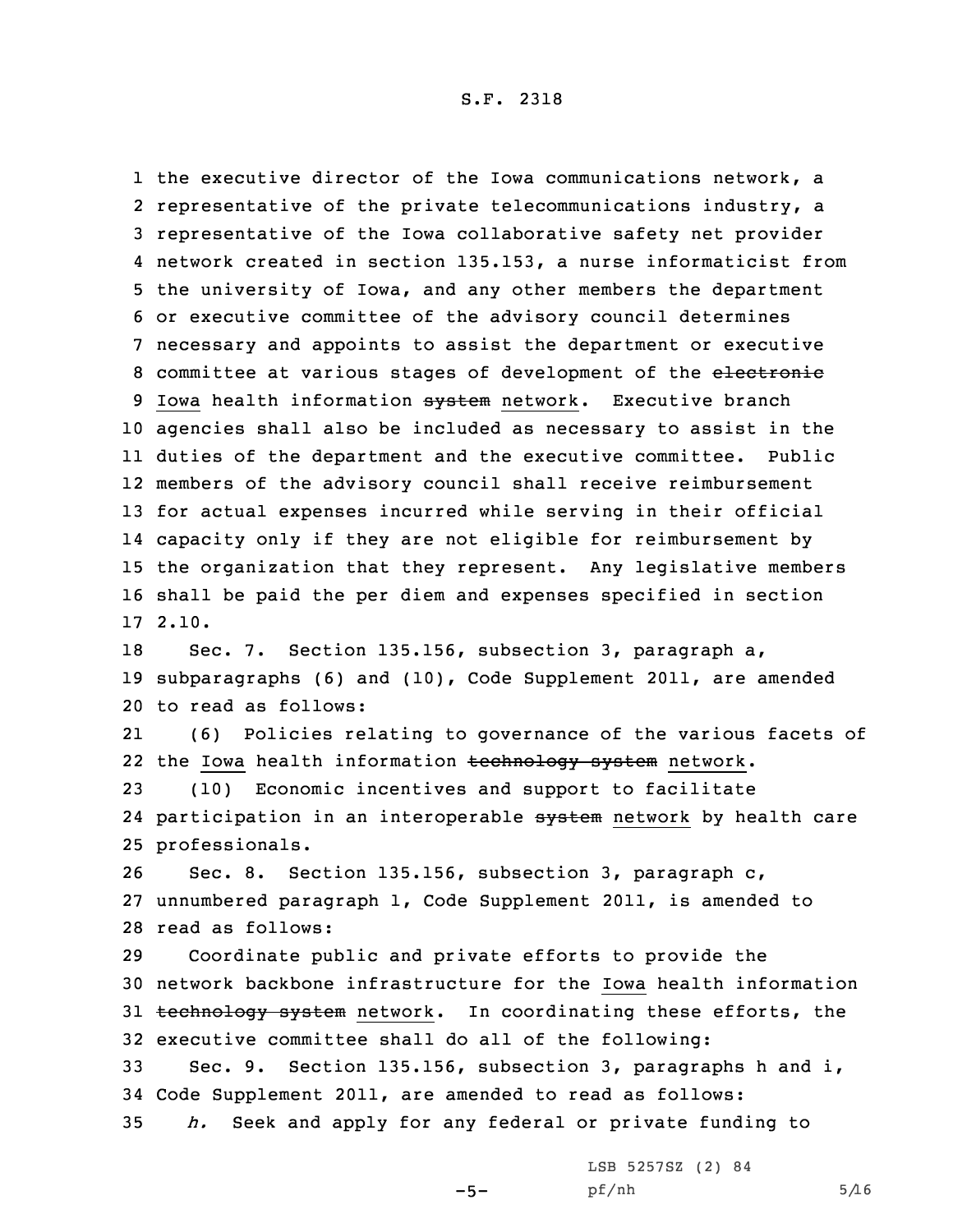the executive director of the Iowa communications network, a representative of the private telecommunications industry, a representative of the Iowa collaborative safety net provider network created in section 135.153, a nurse informaticist from the university of Iowa, and any other members the department or executive committee of the advisory council determines necessary and appoints to assist the department or executive committee at various stages of development of the ~~electronic~~ Iowa health information ~~system~~ network. Executive branch agencies shall also be included as necessary to assist in the duties of the department and the executive committee. Public members of the advisory council shall receive reimbursement for actual expenses incurred while serving in their official capacity only if they are not eligible for reimbursement by the organization that they represent. Any legislative members shall be paid the per diem and expenses specified in section 2.10.

Sec. 7. Section 135.156, subsection 3, paragraph a, subparagraphs (6) and (10), Code Supplement 2011, are amended to read as follows:

(6) Policies relating to governance of the various facets of the Iowa health information ~~technology system~~ network.

(10) Economic incentives and support to facilitate participation in an interoperable ~~system~~ network by health care professionals.

Sec. 8. Section 135.156, subsection 3, paragraph c, unnumbered paragraph 1, Code Supplement 2011, is amended to read as follows:

Coordinate public and private efforts to provide the network backbone infrastructure for the Iowa health information ~~technology system~~ network. In coordinating these efforts, the executive committee shall do all of the following:

Sec. 9. Section 135.156, subsection 3, paragraphs h and i, Code Supplement 2011, are amended to read as follows:

*h.* Seek and apply for any federal or private funding to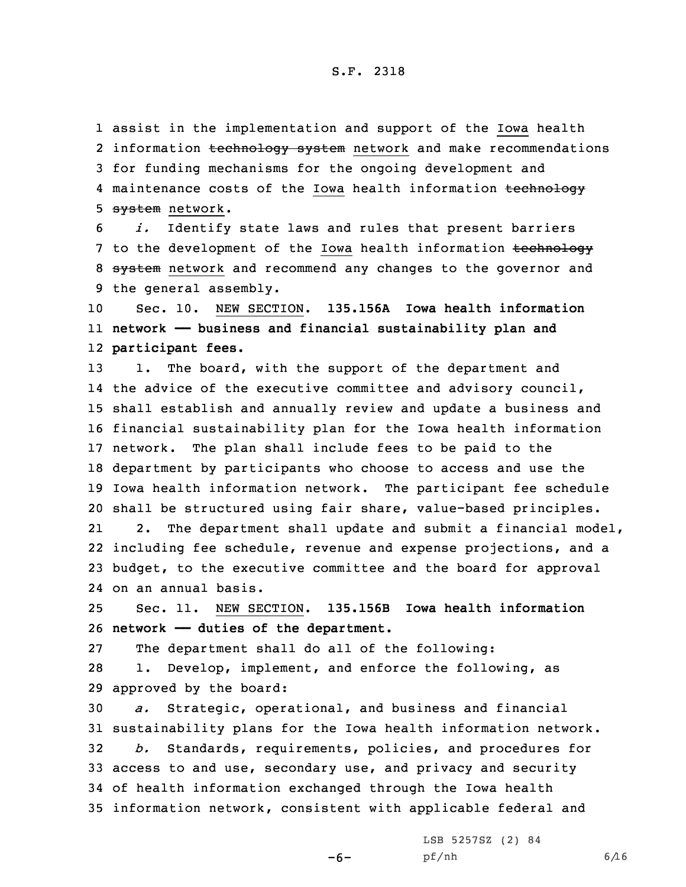assist in the implementation and support of the Iowa health information ~~technology system~~ network and make recommendations for funding mechanisms for the ongoing development and maintenance costs of the Iowa health information ~~technology system~~ network.

*i.* Identify state laws and rules that present barriers to the development of the Iowa health information ~~technology system~~ network and recommend any changes to the governor and the general assembly.

Sec. 10. NEW SECTION. **135.156A Iowa health information network —— business and financial sustainability plan and participant fees.**

1. The board, with the support of the department and the advice of the executive committee and advisory council, shall establish and annually review and update a business and financial sustainability plan for the Iowa health information network. The plan shall include fees to be paid to the department by participants who choose to access and use the Iowa health information network. The participant fee schedule shall be structured using fair share, value-based principles.

2. The department shall update and submit a financial model, including fee schedule, revenue and expense projections, and a budget, to the executive committee and the board for approval on an annual basis.

Sec. 11. NEW SECTION. **135.156B Iowa health information network —— duties of the department.**

The department shall do all of the following:

1. Develop, implement, and enforce the following, as approved by the board:

*a.* Strategic, operational, and business and financial sustainability plans for the Iowa health information network.

*b.* Standards, requirements, policies, and procedures for access to and use, secondary use, and privacy and security of health information exchanged through the Iowa health information network, consistent with applicable federal and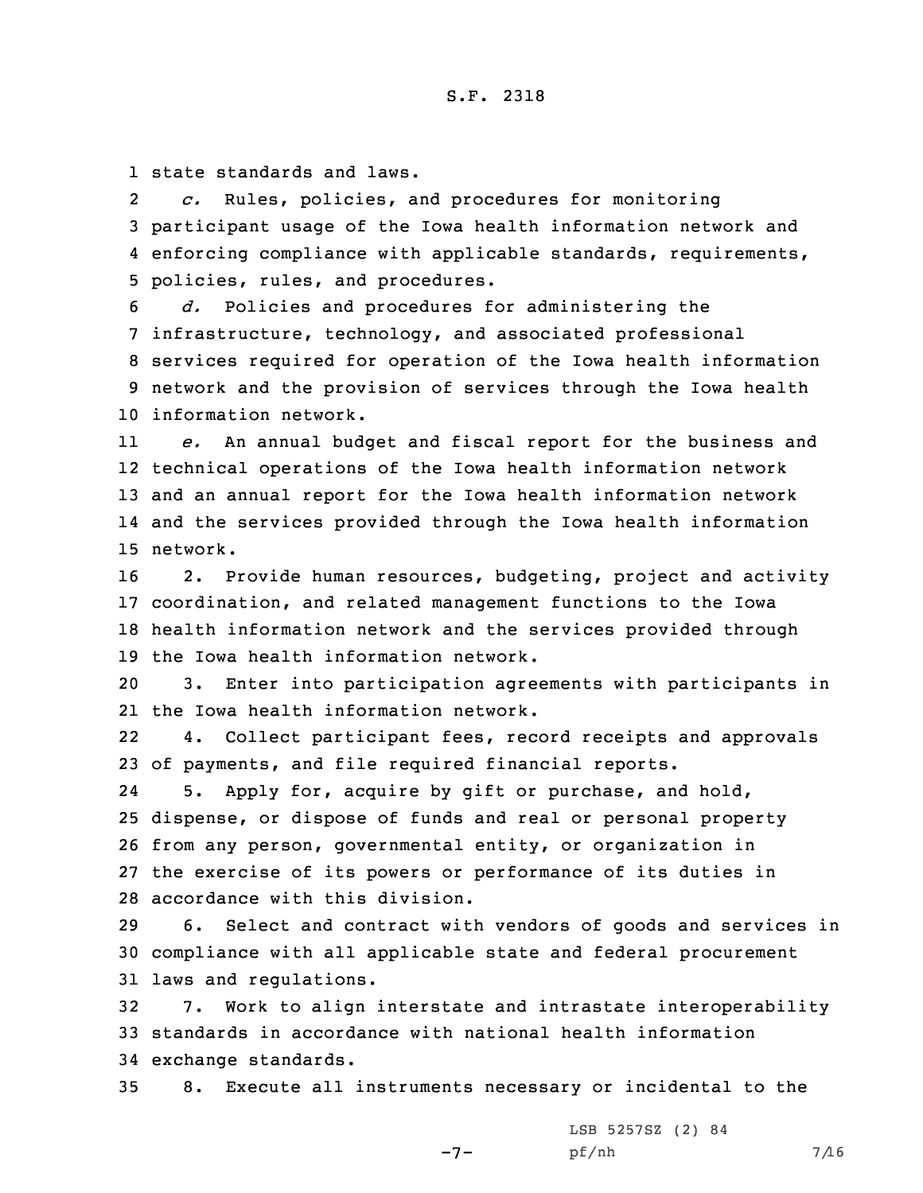state standards and laws.

*c.* Rules, policies, and procedures for monitoring participant usage of the Iowa health information network and enforcing compliance with applicable standards, requirements, policies, rules, and procedures.

*d.* Policies and procedures for administering the infrastructure, technology, and associated professional services required for operation of the Iowa health information network and the provision of services through the Iowa health information network.

*e.* An annual budget and fiscal report for the business and technical operations of the Iowa health information network and an annual report for the Iowa health information network and the services provided through the Iowa health information network.

2. Provide human resources, budgeting, project and activity coordination, and related management functions to the Iowa health information network and the services provided through the Iowa health information network.

3. Enter into participation agreements with participants in the Iowa health information network.

4. Collect participant fees, record receipts and approvals of payments, and file required financial reports.

5. Apply for, acquire by gift or purchase, and hold, dispense, or dispose of funds and real or personal property from any person, governmental entity, or organization in the exercise of its powers or performance of its duties in accordance with this division.

6. Select and contract with vendors of goods and services in compliance with all applicable state and federal procurement laws and regulations.

7. Work to align interstate and intrastate interoperability standards in accordance with national health information exchange standards.

8. Execute all instruments necessary or incidental to the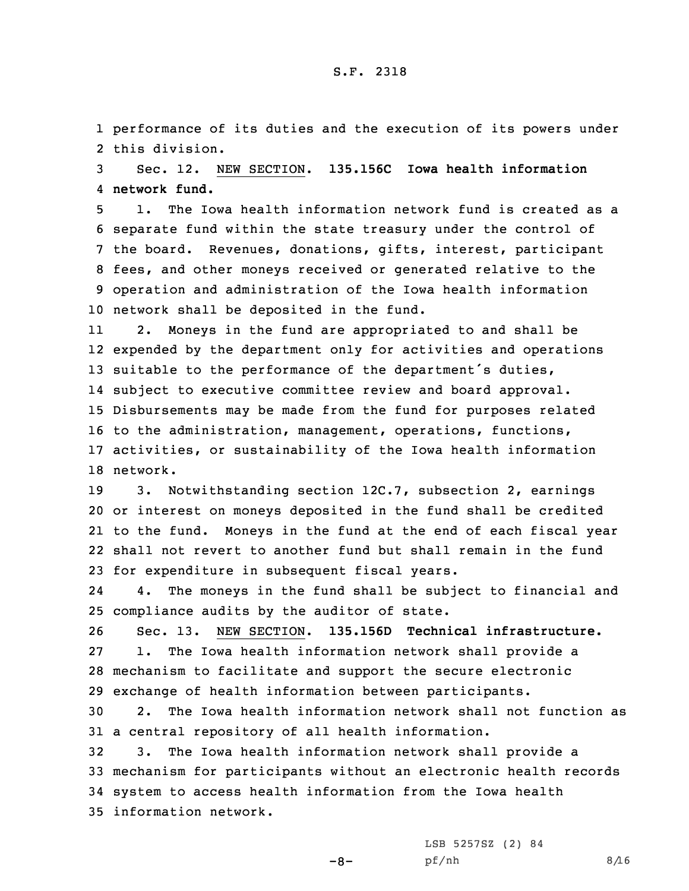performance of its duties and the execution of its powers under this division.

Sec. 12. NEW SECTION. **135.156C Iowa health information network fund.**

1. The Iowa health information network fund is created as a separate fund within the state treasury under the control of the board. Revenues, donations, gifts, interest, participant fees, and other moneys received or generated relative to the operation and administration of the Iowa health information network shall be deposited in the fund.

2. Moneys in the fund are appropriated to and shall be expended by the department only for activities and operations suitable to the performance of the department's duties, subject to executive committee review and board approval. Disbursements may be made from the fund for purposes related to the administration, management, operations, functions, activities, or sustainability of the Iowa health information network.

3. Notwithstanding section 12C.7, subsection 2, earnings or interest on moneys deposited in the fund shall be credited to the fund. Moneys in the fund at the end of each fiscal year shall not revert to another fund but shall remain in the fund for expenditure in subsequent fiscal years.

4. The moneys in the fund shall be subject to financial and compliance audits by the auditor of state.

Sec. 13. NEW SECTION. **135.156D Technical infrastructure.**

1. The Iowa health information network shall provide a mechanism to facilitate and support the secure electronic exchange of health information between participants.

2. The Iowa health information network shall not function as a central repository of all health information.

3. The Iowa health information network shall provide a mechanism for participants without an electronic health records system to access health information from the Iowa health information network.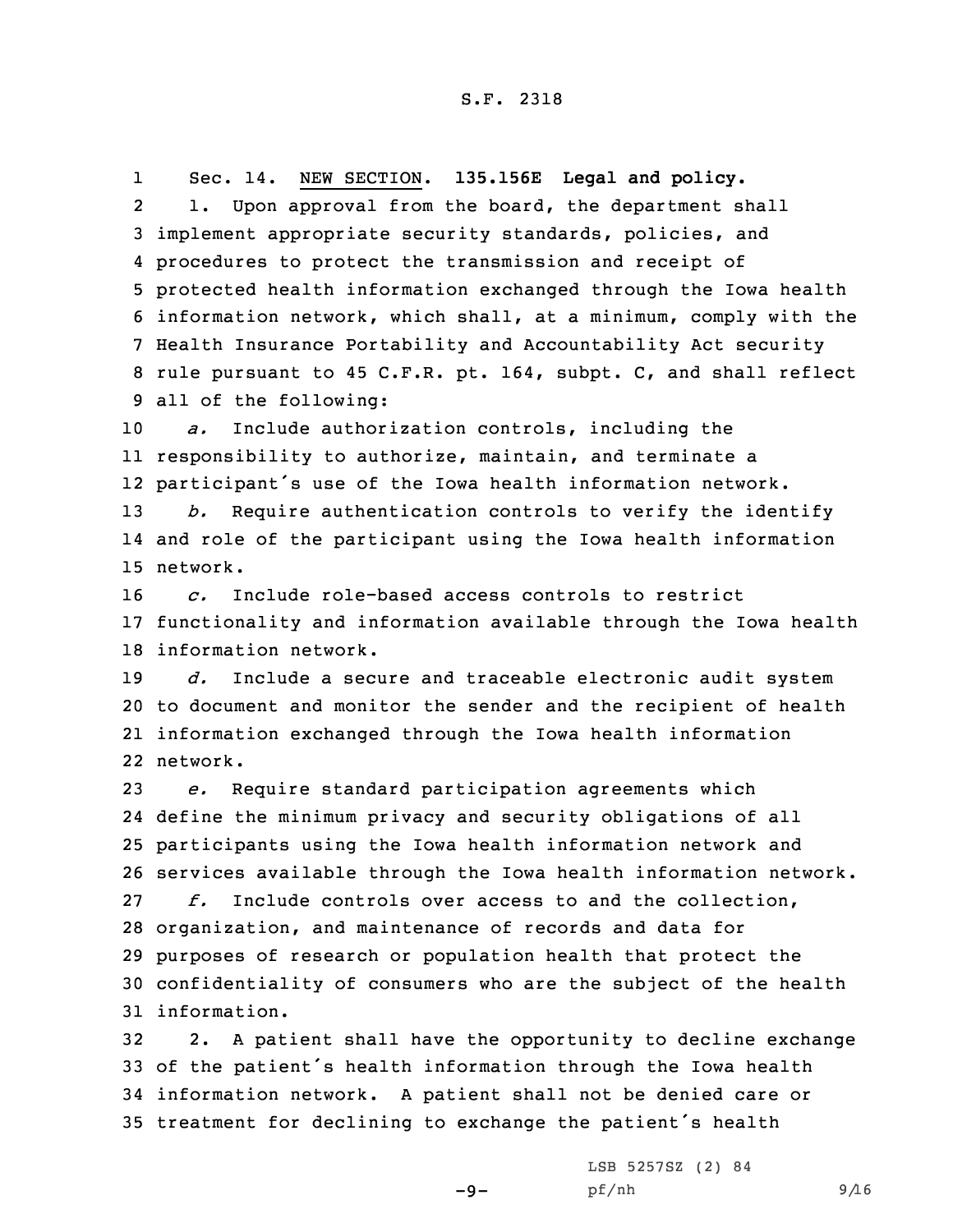Sec. 14. NEW SECTION. **135.156E Legal and policy.**

1. Upon approval from the board, the department shall implement appropriate security standards, policies, and procedures to protect the transmission and receipt of protected health information exchanged through the Iowa health information network, which shall, at a minimum, comply with the Health Insurance Portability and Accountability Act security rule pursuant to 45 C.F.R. pt. 164, subpt. C, and shall reflect all of the following:

*a.* Include authorization controls, including the responsibility to authorize, maintain, and terminate a participant's use of the Iowa health information network.

*b.* Require authentication controls to verify the identify and role of the participant using the Iowa health information network.

*c.* Include role-based access controls to restrict functionality and information available through the Iowa health information network.

*d.* Include a secure and traceable electronic audit system to document and monitor the sender and the recipient of health information exchanged through the Iowa health information network.

*e.* Require standard participation agreements which define the minimum privacy and security obligations of all participants using the Iowa health information network and services available through the Iowa health information network.

*f.* Include controls over access to and the collection, organization, and maintenance of records and data for purposes of research or population health that protect the confidentiality of consumers who are the subject of the health information.

2. A patient shall have the opportunity to decline exchange of the patient's health information through the Iowa health information network. A patient shall not be denied care or treatment for declining to exchange the patient's health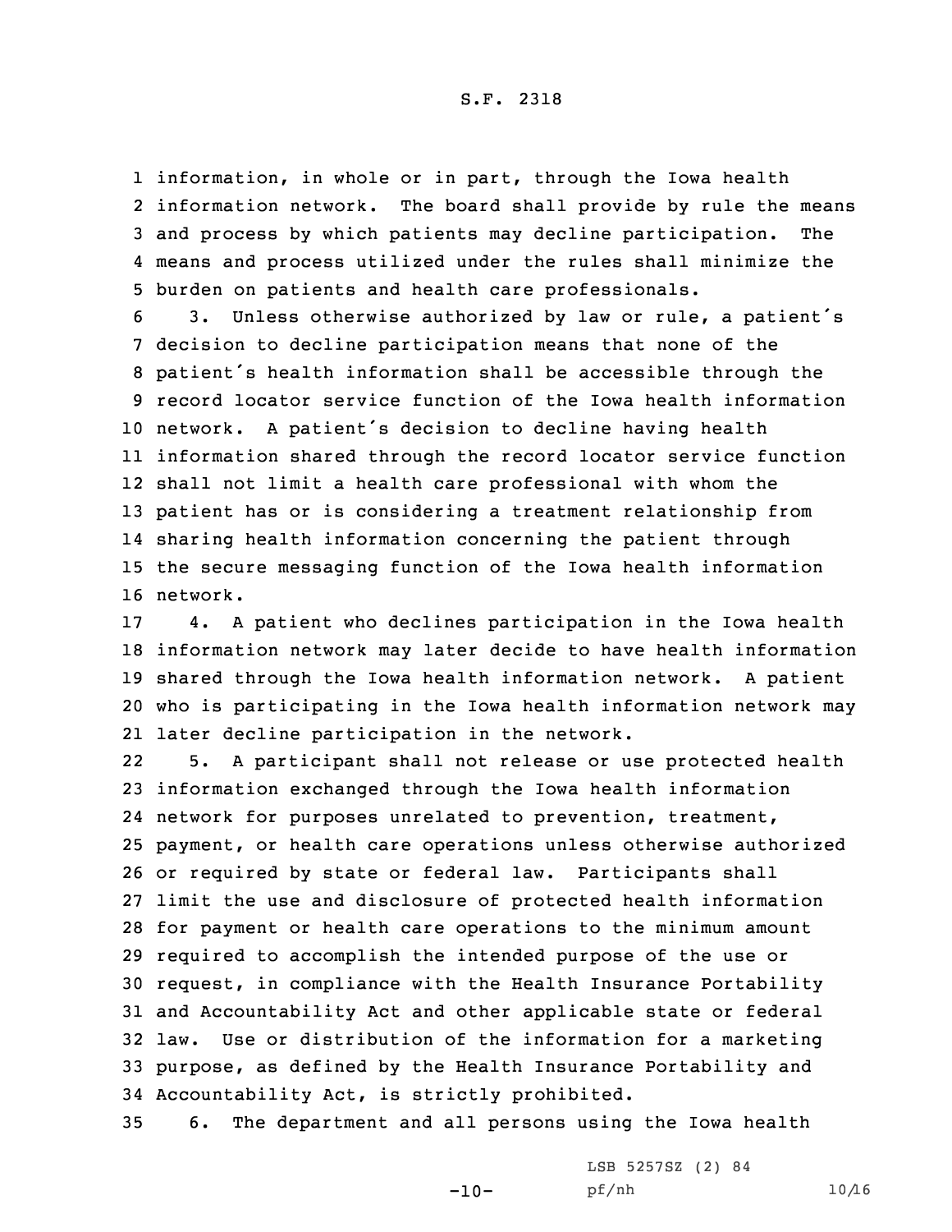information, in whole or in part, through the Iowa health information network. The board shall provide by rule the means and process by which patients may decline participation. The means and process utilized under the rules shall minimize the burden on patients and health care professionals.

3. Unless otherwise authorized by law or rule, a patient's decision to decline participation means that none of the patient's health information shall be accessible through the record locator service function of the Iowa health information network. A patient's decision to decline having health information shared through the record locator service function shall not limit a health care professional with whom the patient has or is considering a treatment relationship from sharing health information concerning the patient through the secure messaging function of the Iowa health information network.

4. A patient who declines participation in the Iowa health information network may later decide to have health information shared through the Iowa health information network. A patient who is participating in the Iowa health information network may later decline participation in the network.

5. A participant shall not release or use protected health information exchanged through the Iowa health information network for purposes unrelated to prevention, treatment, payment, or health care operations unless otherwise authorized or required by state or federal law. Participants shall limit the use and disclosure of protected health information for payment or health care operations to the minimum amount required to accomplish the intended purpose of the use or request, in compliance with the Health Insurance Portability and Accountability Act and other applicable state or federal law. Use or distribution of the information for a marketing purpose, as defined by the Health Insurance Portability and Accountability Act, is strictly prohibited.

6. The department and all persons using the Iowa health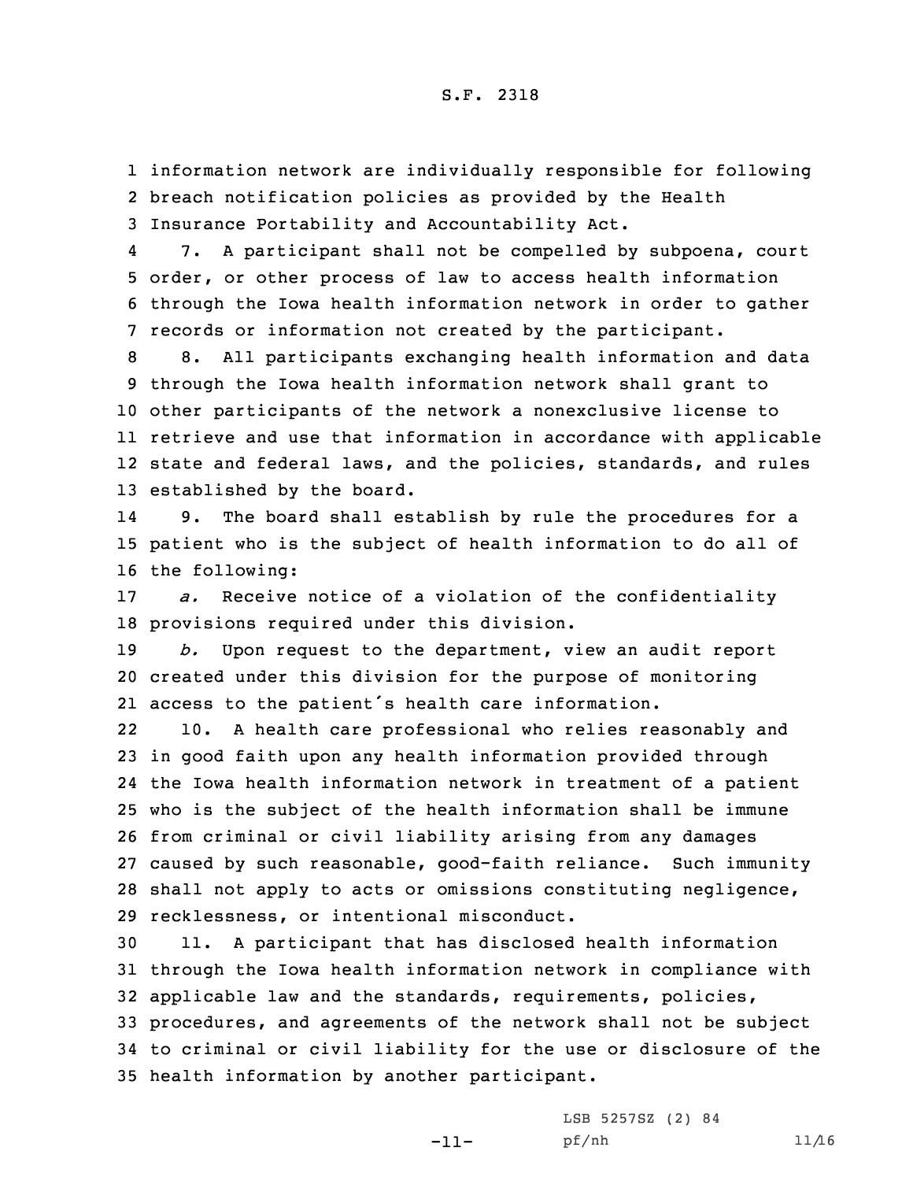information network are individually responsible for following breach notification policies as provided by the Health Insurance Portability and Accountability Act.

7. A participant shall not be compelled by subpoena, court order, or other process of law to access health information through the Iowa health information network in order to gather records or information not created by the participant.

8. All participants exchanging health information and data through the Iowa health information network shall grant to other participants of the network a nonexclusive license to retrieve and use that information in accordance with applicable state and federal laws, and the policies, standards, and rules established by the board.

9. The board shall establish by rule the procedures for a patient who is the subject of health information to do all of the following:

*a.* Receive notice of a violation of the confidentiality provisions required under this division.

*b.* Upon request to the department, view an audit report created under this division for the purpose of monitoring access to the patient's health care information.

10. A health care professional who relies reasonably and in good faith upon any health information provided through the Iowa health information network in treatment of a patient who is the subject of the health information shall be immune from criminal or civil liability arising from any damages caused by such reasonable, good-faith reliance. Such immunity shall not apply to acts or omissions constituting negligence, recklessness, or intentional misconduct.

11. A participant that has disclosed health information through the Iowa health information network in compliance with applicable law and the standards, requirements, policies, procedures, and agreements of the network shall not be subject to criminal or civil liability for the use or disclosure of the health information by another participant.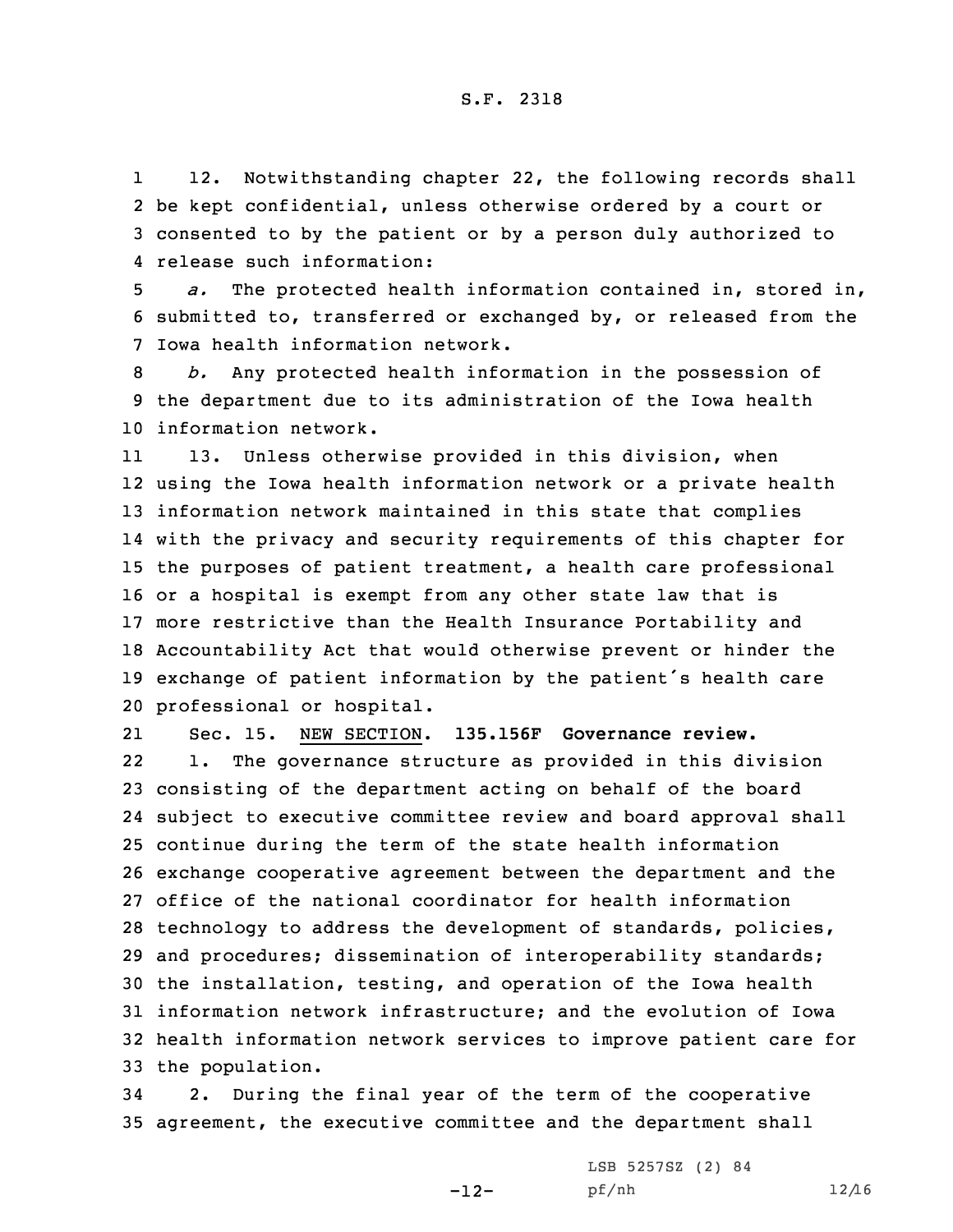12. Notwithstanding chapter 22, the following records shall be kept confidential, unless otherwise ordered by a court or consented to by the patient or by a person duly authorized to release such information:

*a.* The protected health information contained in, stored in, submitted to, transferred or exchanged by, or released from the Iowa health information network.

*b.* Any protected health information in the possession of the department due to its administration of the Iowa health information network.

13. Unless otherwise provided in this division, when using the Iowa health information network or a private health information network maintained in this state that complies with the privacy and security requirements of this chapter for the purposes of patient treatment, a health care professional or a hospital is exempt from any other state law that is more restrictive than the Health Insurance Portability and Accountability Act that would otherwise prevent or hinder the exchange of patient information by the patient's health care professional or hospital.

Sec. 15. NEW SECTION. **135.156F Governance review.**

1. The governance structure as provided in this division consisting of the department acting on behalf of the board subject to executive committee review and board approval shall continue during the term of the state health information exchange cooperative agreement between the department and the office of the national coordinator for health information technology to address the development of standards, policies, and procedures; dissemination of interoperability standards; the installation, testing, and operation of the Iowa health information network infrastructure; and the evolution of Iowa health information network services to improve patient care for the population.

2. During the final year of the term of the cooperative agreement, the executive committee and the department shall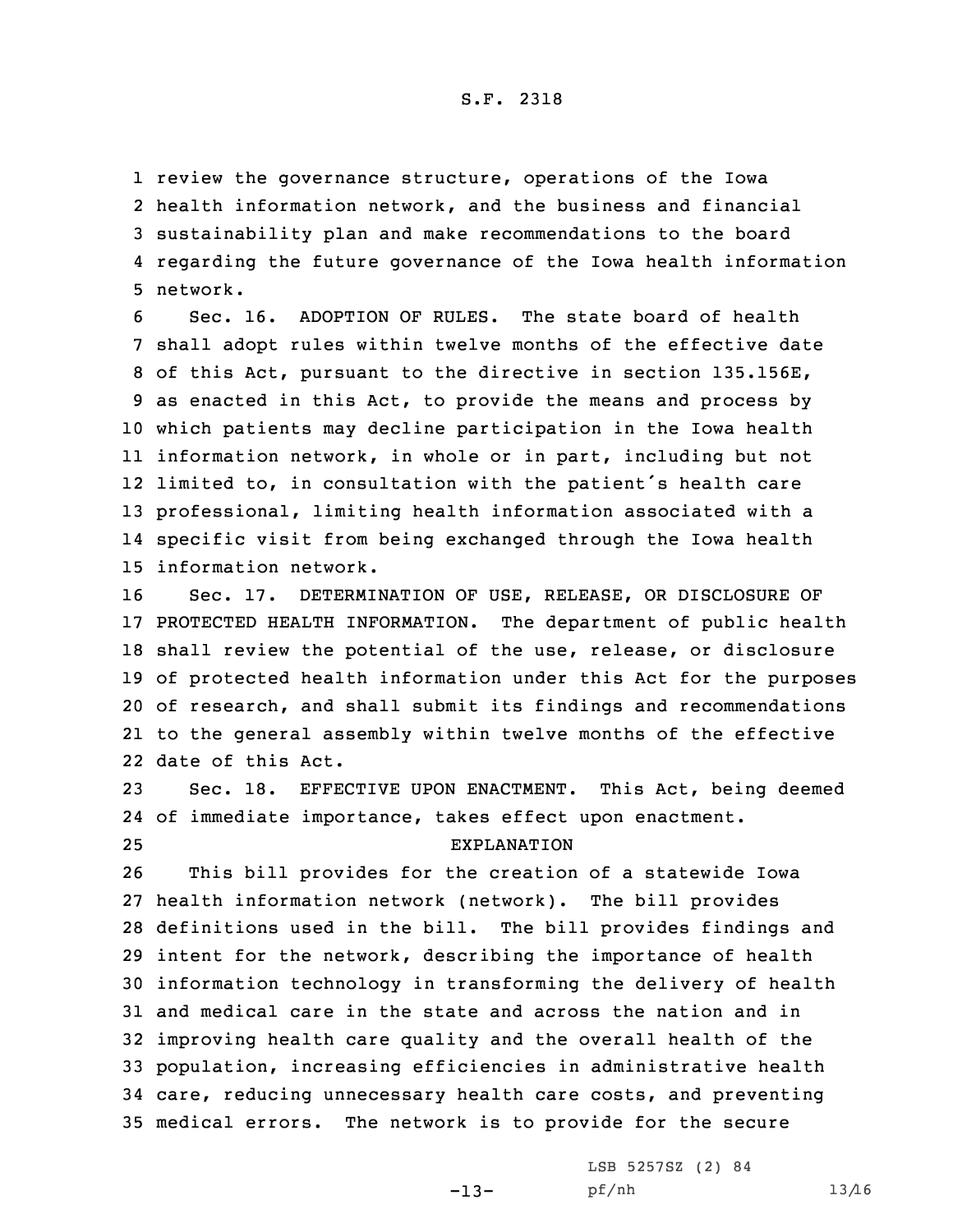review the governance structure, operations of the Iowa health information network, and the business and financial sustainability plan and make recommendations to the board regarding the future governance of the Iowa health information network.

Sec. 16. ADOPTION OF RULES. The state board of health shall adopt rules within twelve months of the effective date of this Act, pursuant to the directive in section 135.156E, as enacted in this Act, to provide the means and process by which patients may decline participation in the Iowa health information network, in whole or in part, including but not limited to, in consultation with the patient's health care professional, limiting health information associated with a specific visit from being exchanged through the Iowa health information network.

Sec. 17. DETERMINATION OF USE, RELEASE, OR DISCLOSURE OF PROTECTED HEALTH INFORMATION. The department of public health shall review the potential of the use, release, or disclosure of protected health information under this Act for the purposes of research, and shall submit its findings and recommendations to the general assembly within twelve months of the effective date of this Act.

Sec. 18. EFFECTIVE UPON ENACTMENT. This Act, being deemed of immediate importance, takes effect upon enactment.

EXPLANATION

This bill provides for the creation of a statewide Iowa health information network (network). The bill provides definitions used in the bill. The bill provides findings and intent for the network, describing the importance of health information technology in transforming the delivery of health and medical care in the state and across the nation and in improving health care quality and the overall health of the population, increasing efficiencies in administrative health care, reducing unnecessary health care costs, and preventing medical errors. The network is to provide for the secure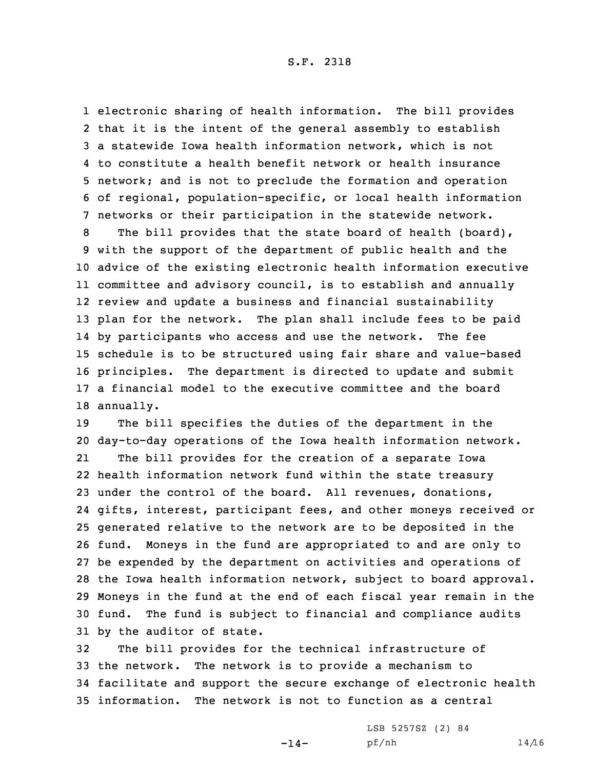electronic sharing of health information. The bill provides that it is the intent of the general assembly to establish a statewide Iowa health information network, which is not to constitute a health benefit network or health insurance network; and is not to preclude the formation and operation of regional, population-specific, or local health information networks or their participation in the statewide network.

The bill provides that the state board of health (board), with the support of the department of public health and the advice of the existing electronic health information executive committee and advisory council, is to establish and annually review and update a business and financial sustainability plan for the network. The plan shall include fees to be paid by participants who access and use the network. The fee schedule is to be structured using fair share and value-based principles. The department is directed to update and submit a financial model to the executive committee and the board annually.

The bill specifies the duties of the department in the day-to-day operations of the Iowa health information network.

The bill provides for the creation of a separate Iowa health information network fund within the state treasury under the control of the board. All revenues, donations, gifts, interest, participant fees, and other moneys received or generated relative to the network are to be deposited in the fund. Moneys in the fund are appropriated to and are only to be expended by the department on activities and operations of the Iowa health information network, subject to board approval. Moneys in the fund at the end of each fiscal year remain in the fund. The fund is subject to financial and compliance audits by the auditor of state.

The bill provides for the technical infrastructure of the network. The network is to provide a mechanism to facilitate and support the secure exchange of electronic health information. The network is not to function as a central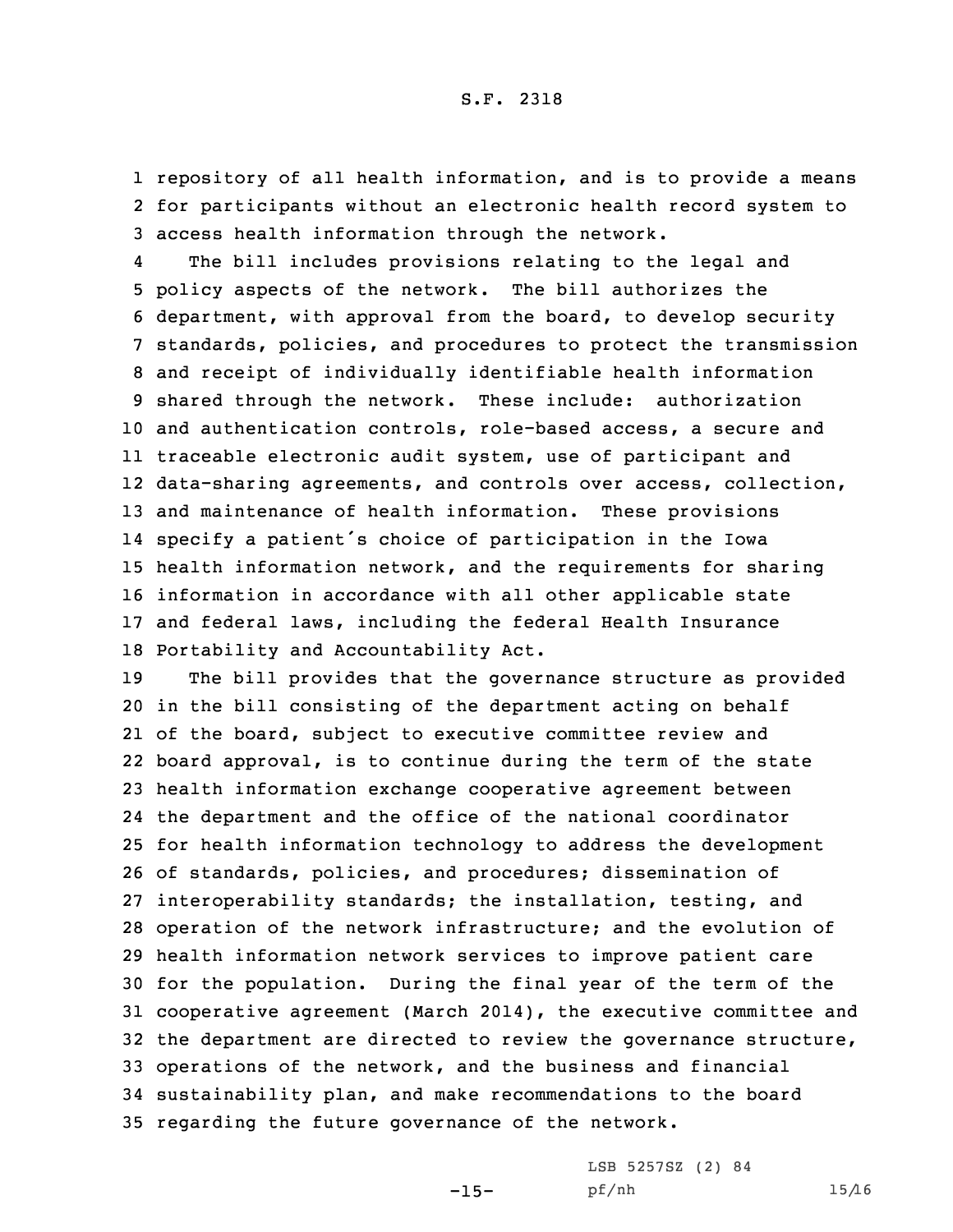repository of all health information, and is to provide a means for participants without an electronic health record system to access health information through the network.

The bill includes provisions relating to the legal and policy aspects of the network. The bill authorizes the department, with approval from the board, to develop security standards, policies, and procedures to protect the transmission and receipt of individually identifiable health information shared through the network. These include: authorization and authentication controls, role-based access, a secure and traceable electronic audit system, use of participant and data-sharing agreements, and controls over access, collection, and maintenance of health information. These provisions specify a patient's choice of participation in the Iowa health information network, and the requirements for sharing information in accordance with all other applicable state and federal laws, including the federal Health Insurance Portability and Accountability Act.

The bill provides that the governance structure as provided in the bill consisting of the department acting on behalf of the board, subject to executive committee review and board approval, is to continue during the term of the state health information exchange cooperative agreement between the department and the office of the national coordinator for health information technology to address the development of standards, policies, and procedures; dissemination of interoperability standards; the installation, testing, and operation of the network infrastructure; and the evolution of health information network services to improve patient care for the population. During the final year of the term of the cooperative agreement (March 2014), the executive committee and the department are directed to review the governance structure, operations of the network, and the business and financial sustainability plan, and make recommendations to the board regarding the future governance of the network.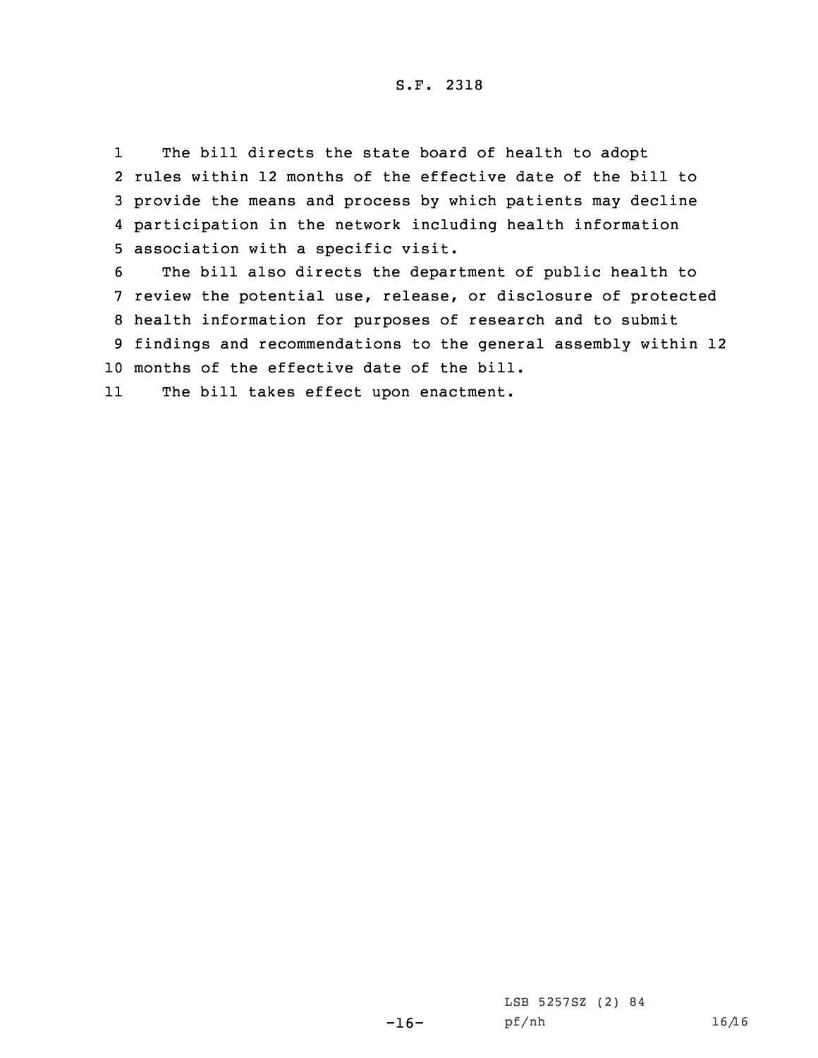The bill directs the state board of health to adopt rules within 12 months of the effective date of the bill to provide the means and process by which patients may decline participation in the network including health information association with a specific visit.

The bill also directs the department of public health to review the potential use, release, or disclosure of protected health information for purposes of research and to submit findings and recommendations to the general assembly within 12 months of the effective date of the bill.

The bill takes effect upon enactment.

LSB 5257SZ (2) 84
pf/nh